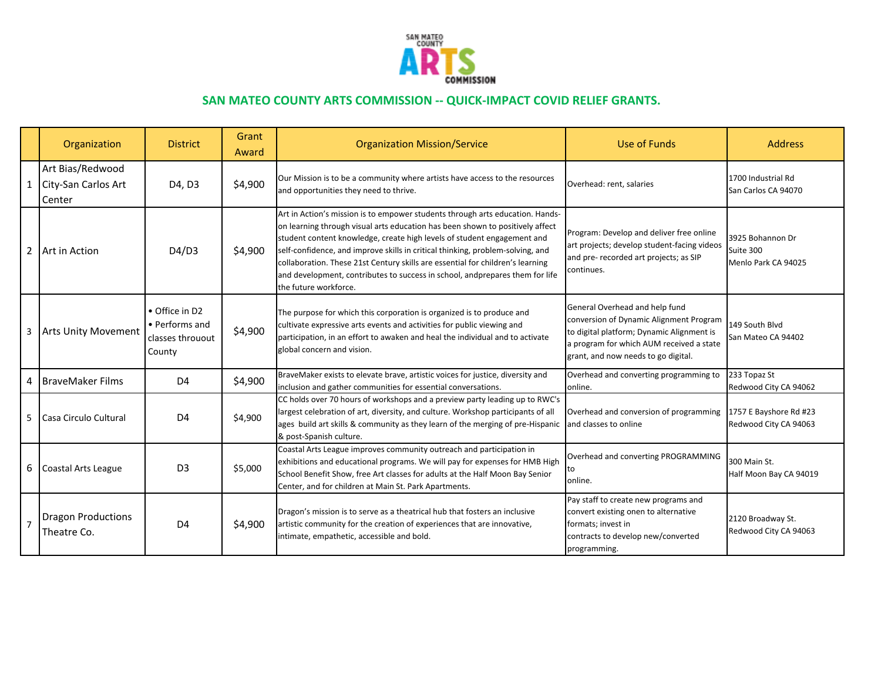## SAN MATEO COUNTY ARTS COMMISSION -- QUICK-IMPACT COVID RELIEF GRANTS.

| | Organization | District | Grant Award | Organization Mission/Service | Use of Funds | Address |
|---|---|---|---|---|---|---|
| 1 | Art Bias/Redwood City-San Carlos Art Center | D4, D3 | $4,900 | Our Mission is to be a community where artists have access to the resources and opportunities they need to thrive. | Overhead: rent, salaries | 1700 Industrial Rd<br>San Carlos CA 94070 |
| 2 | Art in Action | D4/D3 | $4,900 | Art in Action's mission is to empower students through arts education. Hands-on learning through visual arts education has been shown to positively affect student content knowledge, create high levels of student engagement and self-confidence, and improve skills in critical thinking, problem-solving, and collaboration. These 21st Century skills are essential for children's learning and development, contributes to success in school, andprepares them for life the future workforce. | Program: Develop and deliver free online art projects; develop student-facing videos and pre- recorded art projects; as SIP continues. | 3925 Bohannon Dr<br>Suite 300<br>Menlo Park CA 94025 |
| 3 | Arts Unity Movement | • Office in D2<br>• Performs and classes throuout County | $4,900 | The purpose for which this corporation is organized is to produce and cultivate expressive arts events and activities for public viewing and participation, in an effort to awaken and heal the individual and to activate global concern and vision. | General Overhead and help fund conversion of Dynamic Alignment Program to digital platform; Dynamic Alignment is a program for which AUM received a state grant, and now needs to go digital. | 149 South Blvd<br>San Mateo CA 94402 |
| 4 | BraveMaker Films | D4 | $4,900 | BraveMaker exists to elevate brave, artistic voices for justice, diversity and inclusion and gather communities for essential conversations. | Overhead and converting programming to online. | 233 Topaz St<br>Redwood City CA 94062 |
| 5 | Casa Circulo Cultural | D4 | $4,900 | CC holds over 70 hours of workshops and a preview party leading up to RWC's largest celebration of art, diversity, and culture. Workshop participants of all ages build art skills & community as they learn of the merging of pre-Hispanic & post-Spanish culture. | Overhead and conversion of programming and classes to online | 1757 E Bayshore Rd #23<br>Redwood City CA 94063 |
| 6 | Coastal Arts League | D3 | $5,000 | Coastal Arts League improves community outreach and participation in exhibitions and educational programs. We will pay for expenses for HMB High School Benefit Show, free Art classes for adults at the Half Moon Bay Senior Center, and for children at Main St. Park Apartments. | Overhead and converting PROGRAMMING to<br>online. | 300 Main St.<br>Half Moon Bay CA 94019 |
| 7 | Dragon Productions Theatre Co. | D4 | $4,900 | Dragon's mission is to serve as a theatrical hub that fosters an inclusive artistic community for the creation of experiences that are innovative, intimate, empathetic, accessible and bold. | Pay staff to create new programs and convert existing onen to alternative formats; invest in<br>contracts to develop new/converted programming. | 2120 Broadway St.<br>Redwood City CA 94063 |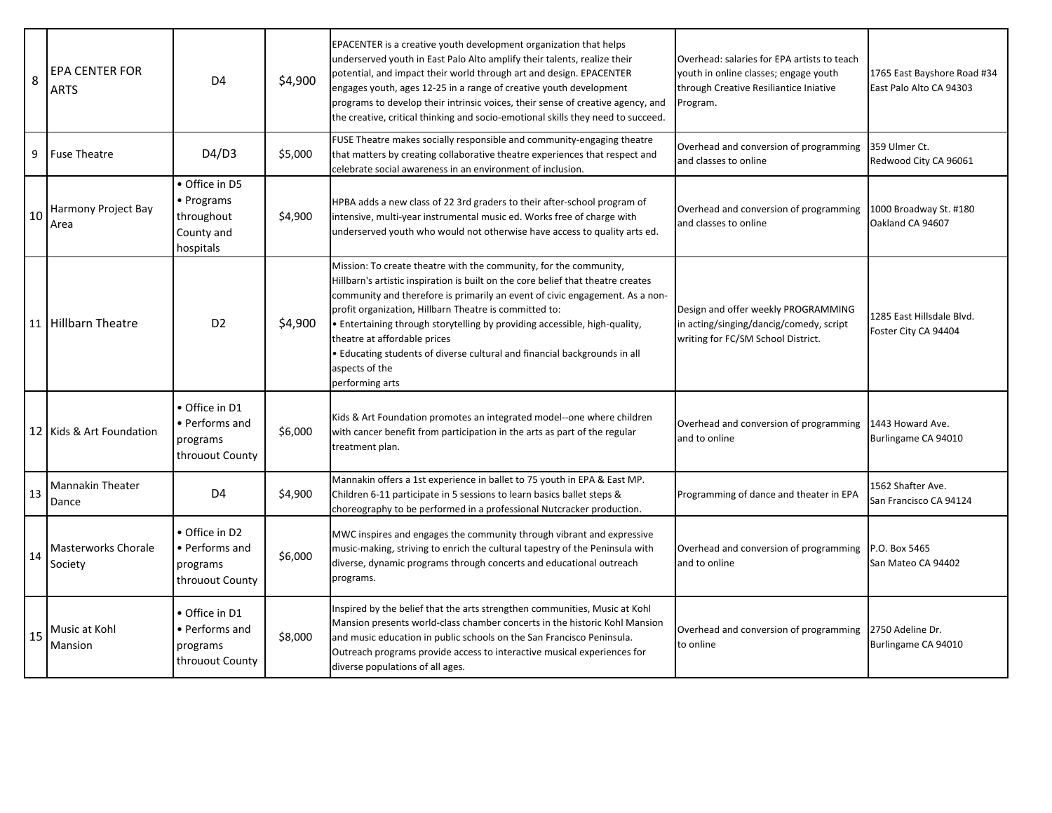| 8 | EPA CENTER FOR ARTS | D4 | $4,900 | EPACENTER is a creative youth development organization that helps underserved youth in East Palo Alto amplify their talents, realize their potential, and impact their world through art and design. EPACENTER engages youth, ages 12-25 in a range of creative youth development programs to develop their intrinsic voices, their sense of creative agency, and the creative, critical thinking and socio-emotional skills they need to succeed. | Overhead: salaries for EPA artists to teach youth in online classes; engage youth through Creative Resiliantice Iniative Program. | 1765 East Bayshore Road #34 East Palo Alto CA 94303 |
|---|---|---|---|---|---|---|
| 9 | Fuse Theatre | D4/D3 | $5,000 | FUSE Theatre makes socially responsible and community-engaging theatre that matters by creating collaborative theatre experiences that respect and celebrate social awareness in an environment of inclusion. | Overhead and conversion of programming and classes to online | 359 Ulmer Ct. Redwood City CA 96061 |
| 10 | Harmony Project Bay Area | • Office in D5 • Programs throughout County and hospitals | $4,900 | HPBA adds a new class of 22 3rd graders to their after-school program of intensive, multi-year instrumental music ed. Works free of charge with underserved youth who would not otherwise have access to quality arts ed. | Overhead and conversion of programming and classes to online | 1000 Broadway St. #180 Oakland CA 94607 |
| 11 | Hillbarn Theatre | D2 | $4,900 | Mission: To create theatre with the community, for the community, Hillbarn's artistic inspiration is built on the core belief that theatre creates community and therefore is primarily an event of civic engagement. As a non-profit organization, Hillbarn Theatre is committed to: • Entertaining through storytelling by providing accessible, high-quality, theatre at affordable prices • Educating students of diverse cultural and financial backgrounds in all aspects of the performing arts | Design and offer weekly PROGRAMMING in acting/singing/dancig/comedy, script writing for FC/SM School District. | 1285 East Hillsdale Blvd. Foster City CA 94404 |
| 12 | Kids & Art Foundation | • Office in D1 • Performs and programs throuout County | $6,000 | Kids & Art Foundation promotes an integrated model--one where children with cancer benefit from participation in the arts as part of the regular treatment plan. | Overhead and conversion of programming and to online | 1443 Howard Ave. Burlingame CA 94010 |
| 13 | Mannakin Theater Dance | D4 | $4,900 | Mannakin offers a 1st experience in ballet to 75 youth in EPA & East MP. Children 6-11 participate in 5 sessions to learn basics ballet steps & choreography to be performed in a professional Nutcracker production. | Programming of dance and theater in EPA | 1562 Shafter Ave. San Francisco CA 94124 |
| 14 | Masterworks Chorale Society | • Office in D2 • Performs and programs throuout County | $6,000 | MWC inspires and engages the community through vibrant and expressive music-making, striving to enrich the cultural tapestry of the Peninsula with diverse, dynamic programs through concerts and educational outreach programs. | Overhead and conversion of programming and to online | P.O. Box 5465 San Mateo CA 94402 |
| 15 | Music at Kohl Mansion | • Office in D1 • Performs and programs throuout County | $8,000 | Inspired by the belief that the arts strengthen communities, Music at Kohl Mansion presents world-class chamber concerts in the historic Kohl Mansion and music education in public schools on the San Francisco Peninsula. Outreach programs provide access to interactive musical experiences for diverse populations of all ages. | Overhead and conversion of programming to online | 2750 Adeline Dr. Burlingame CA 94010 |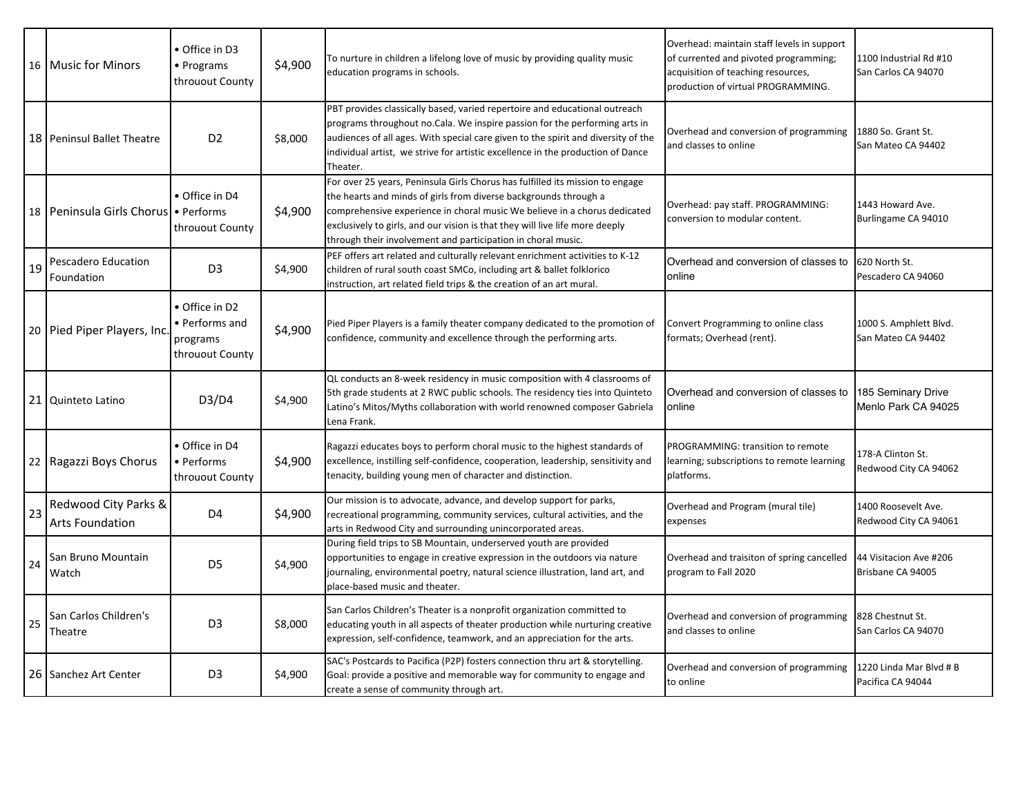| | | | | | | |
|---|---|---|---|---|---|---|
| 16 | Music for Minors | • Office in D3<br>• Programs throuout County | $4,900 | To nurture in children a lifelong love of music by providing quality music education programs in schools. | Overhead: maintain staff levels in support of currented and pivoted programming; acquisition of teaching resources, production of virtual PROGRAMMING. | 1100 Industrial Rd #10<br>San Carlos CA 94070 |
| 18 | Peninsul Ballet Theatre | D2 | $8,000 | PBT provides classically based, varied repertoire and educational outreach programs throughout no.Cala. We inspire passion for the performing arts in audiences of all ages. With special care given to the spirit and diversity of the individual artist, we strive for artistic excellence in the production of Dance Theater. | Overhead and conversion of programming and classes to online | 1880 So. Grant St.<br>San Mateo CA 94402 |
| 18 | Peninsula Girls Chorus | • Office in D4<br>• Performs throuout County | $4,900 | For over 25 years, Peninsula Girls Chorus has fulfilled its mission to engage the hearts and minds of girls from diverse backgrounds through a comprehensive experience in choral music We believe in a chorus dedicated exclusively to girls, and our vision is that they will live life more deeply through their involvement and participation in choral music. | Overhead: pay staff. PROGRAMMING: conversion to modular content. | 1443 Howard Ave.<br>Burlingame CA 94010 |
| 19 | Pescadero Education Foundation | D3 | $4,900 | PEF offers art related and culturally relevant enrichment activities to K-12 children of rural south coast SMCo, including art & ballet folklorico instruction, art related field trips & the creation of an art mural. | Overhead and conversion of classes to online | 620 North St.<br>Pescadero CA 94060 |
| 20 | Pied Piper Players, Inc. | • Office in D2<br>• Performs and programs throuout County | $4,900 | Pied Piper Players is a family theater company dedicated to the promotion of confidence, community and excellence through the performing arts. | Convert Programming to online class formats; Overhead (rent). | 1000 S. Amphlett Blvd.<br>San Mateo CA 94402 |
| 21 | Quinteto Latino | D3/D4 | $4,900 | QL conducts an 8-week residency in music composition with 4 classrooms of 5th grade students at 2 RWC public schools. The residency ties into Quinteto Latino's Mitos/Myths collaboration with world renowned composer Gabriela Lena Frank. | Overhead and conversion of classes to online | 185 Seminary Drive<br>Menlo Park CA 94025 |
| 22 | Ragazzi Boys Chorus | • Office in D4<br>• Performs throuout County | $4,900 | Ragazzi educates boys to perform choral music to the highest standards of excellence, instilling self-confidence, cooperation, leadership, sensitivity and tenacity, building young men of character and distinction. | PROGRAMMING: transition to remote learning; subscriptions to remote learning platforms. | 178-A Clinton St.<br>Redwood City CA 94062 |
| 23 | Redwood City Parks & Arts Foundation | D4 | $4,900 | Our mission is to advocate, advance, and develop support for parks, recreational programming, community services, cultural activities, and the arts in Redwood City and surrounding unincorporated areas. | Overhead and Program (mural tile) expenses | 1400 Roosevelt Ave.<br>Redwood City CA 94061 |
| 24 | San Bruno Mountain Watch | D5 | $4,900 | During field trips to SB Mountain, underserved youth are provided opportunities to engage in creative expression in the outdoors via nature journaling, environmental poetry, natural science illustration, land art, and place-based music and theater. | Overhead and traisiton of spring cancelled program to Fall 2020 | 44 Visitacion Ave #206<br>Brisbane CA 94005 |
| 25 | San Carlos Children's Theatre | D3 | $8,000 | San Carlos Children's Theater is a nonprofit organization committed to educating youth in all aspects of theater production while nurturing creative expression, self-confidence, teamwork, and an appreciation for the arts. | Overhead and conversion of programming and classes to online | 828 Chestnut St.<br>San Carlos CA 94070 |
| 26 | Sanchez Art Center | D3 | $4,900 | SAC's Postcards to Pacifica (P2P) fosters connection thru art & storytelling. Goal: provide a positive and memorable way for community to engage and create a sense of community through art. | Overhead and conversion of programming to online | 1220 Linda Mar Blvd # B<br>Pacifica CA 94044 |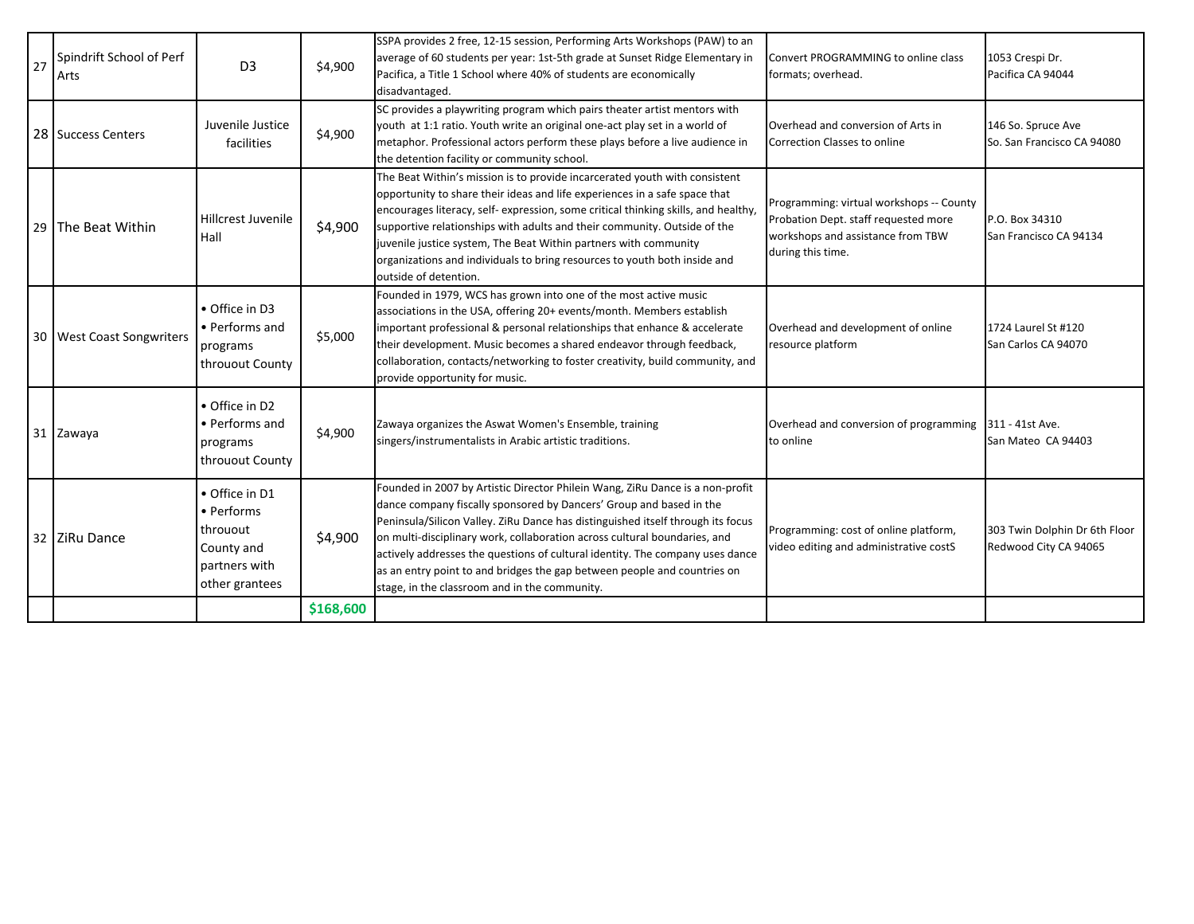| | | | | | | |
|---|---|---|---|---|---|---|
| 27 | Spindrift School of Perf Arts | D3 | $4,900 | SSPA provides 2 free, 12-15 session, Performing Arts Workshops (PAW) to an average of 60 students per year: 1st-5th grade at Sunset Ridge Elementary in Pacifica, a Title 1 School where 40% of students are economically disadvantaged. | Convert PROGRAMMING to online class formats; overhead. | 1053 Crespi Dr.<br>Pacifica CA 94044 |
| 28 | Success Centers | Juvenile Justice facilities | $4,900 | SC provides a playwriting program which pairs theater artist mentors with youth at 1:1 ratio. Youth write an original one-act play set in a world of metaphor. Professional actors perform these plays before a live audience in the detention facility or community school. | Overhead and conversion of Arts in Correction Classes to online | 146 So. Spruce Ave<br>So. San Francisco CA 94080 |
| 29 | The Beat Within | Hillcrest Juvenile Hall | $4,900 | The Beat Within's mission is to provide incarcerated youth with consistent opportunity to share their ideas and life experiences in a safe space that encourages literacy, self- expression, some critical thinking skills, and healthy, supportive relationships with adults and their community. Outside of the juvenile justice system, The Beat Within partners with community organizations and individuals to bring resources to youth both inside and outside of detention. | Programming: virtual workshops -- County Probation Dept. staff requested more workshops and assistance from TBW during this time. | P.O. Box 34310<br>San Francisco CA 94134 |
| 30 | West Coast Songwriters | • Office in D3<br>• Performs and programs throuout County | $5,000 | Founded in 1979, WCS has grown into one of the most active music associations in the USA, offering 20+ events/month. Members establish important professional & personal relationships that enhance & accelerate their development. Music becomes a shared endeavor through feedback, collaboration, contacts/networking to foster creativity, build community, and provide opportunity for music. | Overhead and development of online resource platform | 1724 Laurel St #120<br>San Carlos CA 94070 |
| 31 | Zawaya | • Office in D2<br>• Performs and programs throuout County | $4,900 | Zawaya organizes the Aswat Women's Ensemble, training singers/instrumentalists in Arabic artistic traditions. | Overhead and conversion of programming to online | 311 - 41st Ave.<br>San Mateo CA 94403 |
| 32 | ZiRu Dance | • Office in D1<br>• Performs throuout County and partners with other grantees | $4,900 | Founded in 2007 by Artistic Director Philein Wang, ZiRu Dance is a non-profit dance company fiscally sponsored by Dancers' Group and based in the Peninsula/Silicon Valley. ZiRu Dance has distinguished itself through its focus on multi-disciplinary work, collaboration across cultural boundaries, and actively addresses the questions of cultural identity. The company uses dance as an entry point to and bridges the gap between people and countries on stage, in the classroom and in the community. | Programming: cost of online platform, video editing and administrative costS | 303 Twin Dolphin Dr 6th Floor<br>Redwood City CA 94065 |
| | | | **$168,600** | | | |